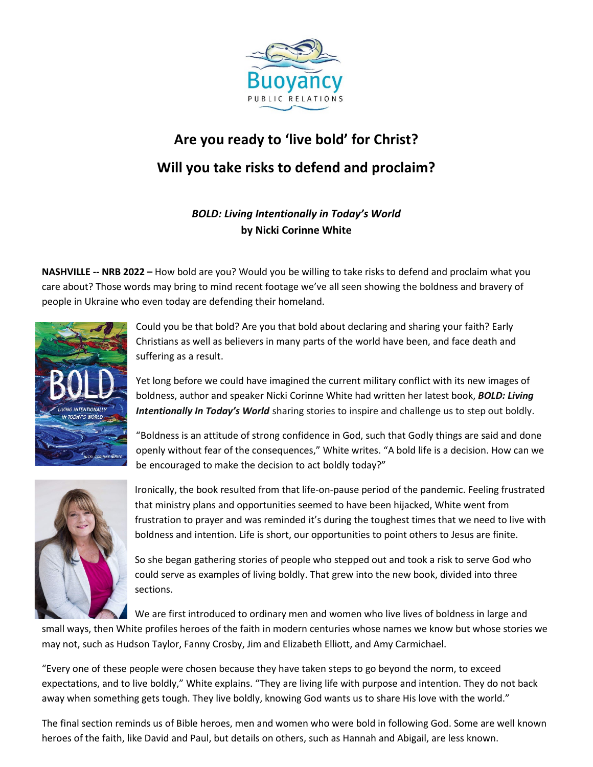Buoyancy

PUBLIC RELATIONS

# Are you ready to 'live bold' for Christ?

# Will you take risks to defend and proclaim?

***BOLD: Living Intentionally in Today's World***
**by Nicki Corinne White**

**NASHVILLE -- NRB 2022 –** How bold are you? Would you be willing to take risks to defend and proclaim what you care about? Those words may bring to mind recent footage we've all seen showing the boldness and bravery of people in Ukraine who even today are defending their homeland.

Could you be that bold? Are you that bold about declaring and sharing your faith? Early Christians as well as believers in many parts of the world have been, and face death and suffering as a result.

Yet long before we could have imagined the current military conflict with its new images of boldness, author and speaker Nicki Corinne White had written her latest book, ***BOLD: Living Intentionally In Today's World*** sharing stories to inspire and challenge us to step out boldly.

"Boldness is an attitude of strong confidence in God, such that Godly things are said and done openly without fear of the consequences," White writes. "A bold life is a decision. How can we be encouraged to make the decision to act boldly today?"

Ironically, the book resulted from that life-on-pause period of the pandemic. Feeling frustrated that ministry plans and opportunities seemed to have been hijacked, White went from frustration to prayer and was reminded it's during the toughest times that we need to live with boldness and intention. Life is short, our opportunities to point others to Jesus are finite.

So she began gathering stories of people who stepped out and took a risk to serve God who could serve as examples of living boldly. That grew into the new book, divided into three sections.

We are first introduced to ordinary men and women who live lives of boldness in large and small ways, then White profiles heroes of the faith in modern centuries whose names we know but whose stories we may not, such as Hudson Taylor, Fanny Crosby, Jim and Elizabeth Elliott, and Amy Carmichael.

"Every one of these people were chosen because they have taken steps to go beyond the norm, to exceed expectations, and to live boldly," White explains. "They are living life with purpose and intention. They do not back away when something gets tough. They live boldly, knowing God wants us to share His love with the world."

The final section reminds us of Bible heroes, men and women who were bold in following God. Some are well known heroes of the faith, like David and Paul, but details on others, such as Hannah and Abigail, are less known.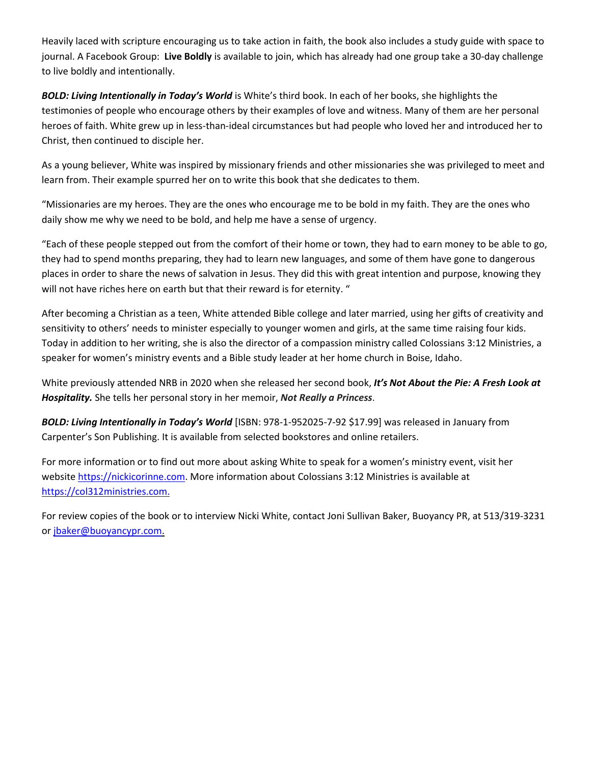Heavily laced with scripture encouraging us to take action in faith, the book also includes a study guide with space to journal. A Facebook Group: **Live Boldly** is available to join, which has already had one group take a 30-day challenge to live boldly and intentionally.

***BOLD: Living Intentionally in Today's World*** is White's third book. In each of her books, she highlights the testimonies of people who encourage others by their examples of love and witness. Many of them are her personal heroes of faith. White grew up in less-than-ideal circumstances but had people who loved her and introduced her to Christ, then continued to disciple her.

As a young believer, White was inspired by missionary friends and other missionaries she was privileged to meet and learn from. Their example spurred her on to write this book that she dedicates to them.

"Missionaries are my heroes. They are the ones who encourage me to be bold in my faith. They are the ones who daily show me why we need to be bold, and help me have a sense of urgency.

"Each of these people stepped out from the comfort of their home or town, they had to earn money to be able to go, they had to spend months preparing, they had to learn new languages, and some of them have gone to dangerous places in order to share the news of salvation in Jesus. They did this with great intention and purpose, knowing they will not have riches here on earth but that their reward is for eternity. "

After becoming a Christian as a teen, White attended Bible college and later married, using her gifts of creativity and sensitivity to others' needs to minister especially to younger women and girls, at the same time raising four kids. Today in addition to her writing, she is also the director of a compassion ministry called Colossians 3:12 Ministries, a speaker for women's ministry events and a Bible study leader at her home church in Boise, Idaho.

White previously attended NRB in 2020 when she released her second book, ***It's Not About the Pie: A Fresh Look at Hospitality.*** She tells her personal story in her memoir, ***Not Really a Princess***.

***BOLD: Living Intentionally in Today's World*** [ISBN: 978-1-952025-7-92 $17.99] was released in January from Carpenter's Son Publishing. It is available from selected bookstores and online retailers.

For more information or to find out more about asking White to speak for a women's ministry event, visit her website https://nickicorinne.com. More information about Colossians 3:12 Ministries is available at https://col312ministries.com.

For review copies of the book or to interview Nicki White, contact Joni Sullivan Baker, Buoyancy PR, at 513/319-3231 or jbaker@buoyancypr.com.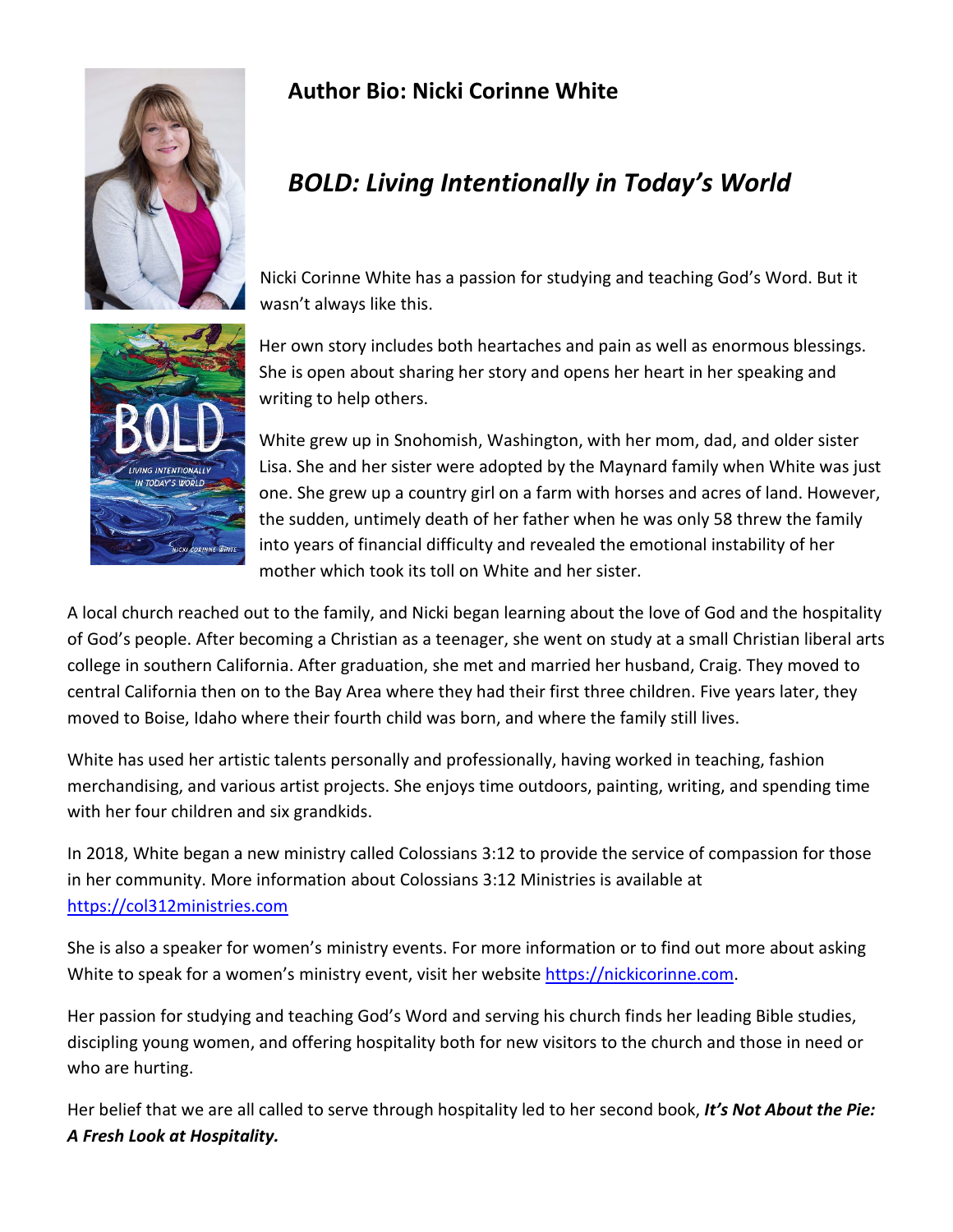**Author Bio: Nicki Corinne White**

## *BOLD: Living Intentionally in Today's World*

Nicki Corinne White has a passion for studying and teaching God's Word. But it wasn't always like this.

Her own story includes both heartaches and pain as well as enormous blessings. She is open about sharing her story and opens her heart in her speaking and writing to help others.

White grew up in Snohomish, Washington, with her mom, dad, and older sister Lisa. She and her sister were adopted by the Maynard family when White was just one. She grew up a country girl on a farm with horses and acres of land. However, the sudden, untimely death of her father when he was only 58 threw the family into years of financial difficulty and revealed the emotional instability of her mother which took its toll on White and her sister.

A local church reached out to the family, and Nicki began learning about the love of God and the hospitality of God's people. After becoming a Christian as a teenager, she went on study at a small Christian liberal arts college in southern California. After graduation, she met and married her husband, Craig. They moved to central California then on to the Bay Area where they had their first three children. Five years later, they moved to Boise, Idaho where their fourth child was born, and where the family still lives.

White has used her artistic talents personally and professionally, having worked in teaching, fashion merchandising, and various artist projects. She enjoys time outdoors, painting, writing, and spending time with her four children and six grandkids.

In 2018, White began a new ministry called Colossians 3:12 to provide the service of compassion for those in her community. More information about Colossians 3:12 Ministries is available at https://col312ministries.com

She is also a speaker for women's ministry events. For more information or to find out more about asking White to speak for a women's ministry event, visit her website https://nickicorinne.com.

Her passion for studying and teaching God's Word and serving his church finds her leading Bible studies, discipling young women, and offering hospitality both for new visitors to the church and those in need or who are hurting.

Her belief that we are all called to serve through hospitality led to her second book, ***It's Not About the Pie: A Fresh Look at Hospitality.***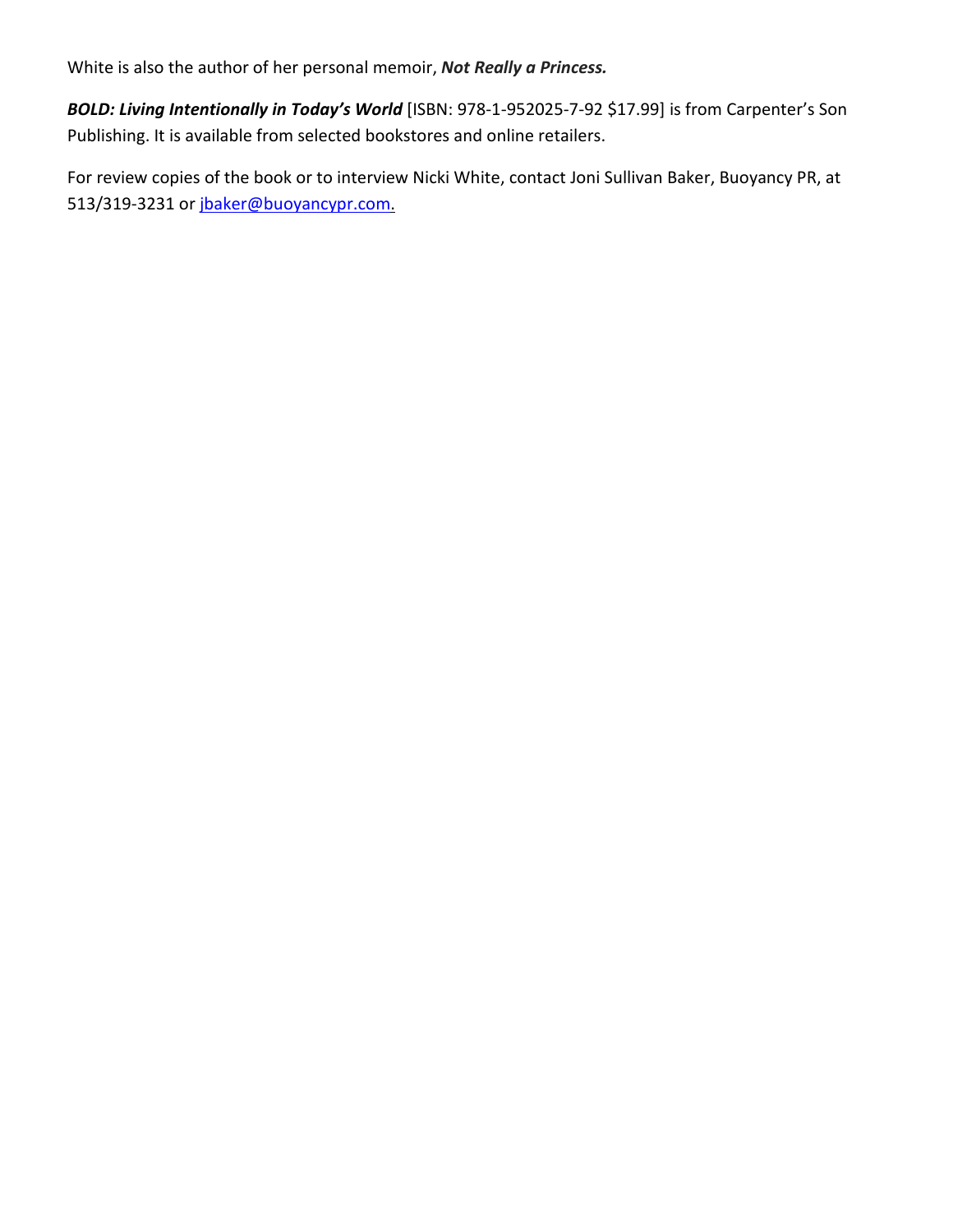White is also the author of her personal memoir, ***Not Really a Princess.***

***BOLD: Living Intentionally in Today's World*** [ISBN: 978-1-952025-7-92 $17.99] is from Carpenter's Son Publishing. It is available from selected bookstores and online retailers.

For review copies of the book or to interview Nicki White, contact Joni Sullivan Baker, Buoyancy PR, at 513/319-3231 or jbaker@buoyancypr.com.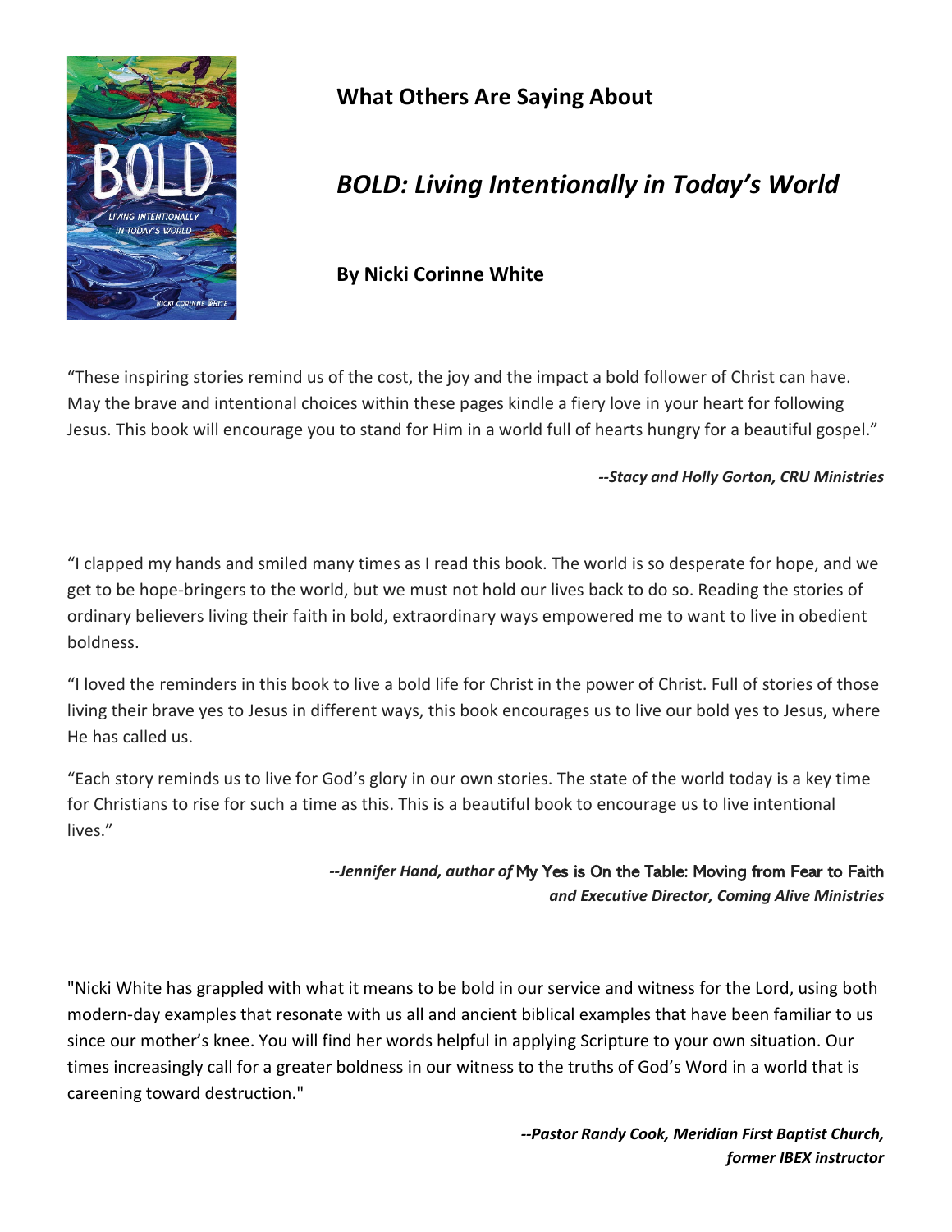## What Others Are Saying About

## *BOLD: Living Intentionally in Today's World*

**By Nicki Corinne White**

"These inspiring stories remind us of the cost, the joy and the impact a bold follower of Christ can have. May the brave and intentional choices within these pages kindle a fiery love in your heart for following Jesus. This book will encourage you to stand for Him in a world full of hearts hungry for a beautiful gospel."

***--Stacy and Holly Gorton, CRU Ministries***

"I clapped my hands and smiled many times as I read this book. The world is so desperate for hope, and we get to be hope-bringers to the world, but we must not hold our lives back to do so. Reading the stories of ordinary believers living their faith in bold, extraordinary ways empowered me to want to live in obedient boldness.

"I loved the reminders in this book to live a bold life for Christ in the power of Christ. Full of stories of those living their brave yes to Jesus in different ways, this book encourages us to live our bold yes to Jesus, where He has called us.

"Each story reminds us to live for God's glory in our own stories. The state of the world today is a key time for Christians to rise for such a time as this. This is a beautiful book to encourage us to live intentional lives."

***--Jennifer Hand, author of*** My Yes is On the Table: Moving from Fear to Faith
***and Executive Director, Coming Alive Ministries***

"Nicki White has grappled with what it means to be bold in our service and witness for the Lord, using both modern-day examples that resonate with us all and ancient biblical examples that have been familiar to us since our mother's knee. You will find her words helpful in applying Scripture to your own situation. Our times increasingly call for a greater boldness in our witness to the truths of God's Word in a world that is careening toward destruction."

***--Pastor Randy Cook, Meridian First Baptist Church,
former IBEX instructor***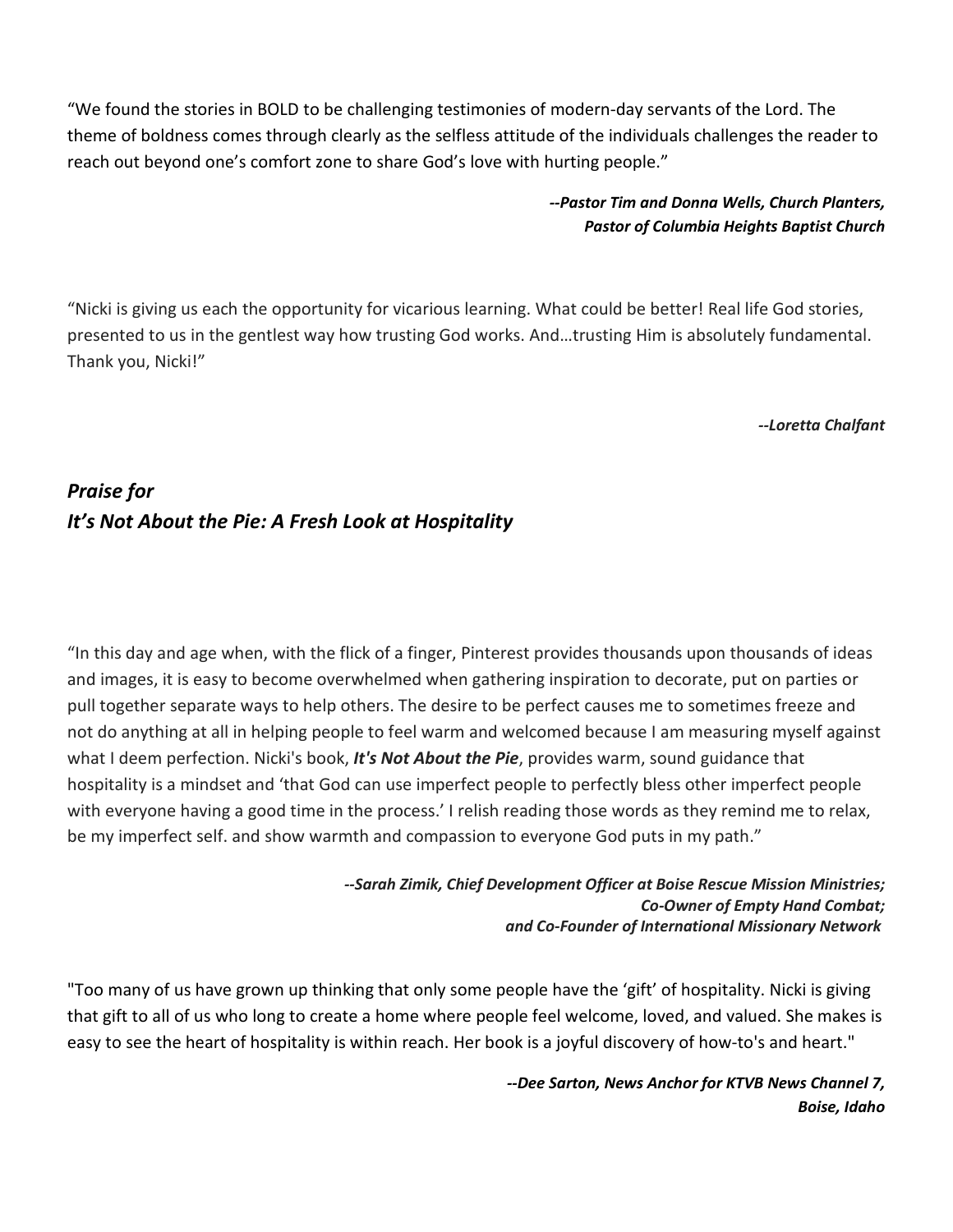"We found the stories in BOLD to be challenging testimonies of modern-day servants of the Lord. The theme of boldness comes through clearly as the selfless attitude of the individuals challenges the reader to reach out beyond one's comfort zone to share God's love with hurting people."

***--Pastor Tim and Donna Wells, Church Planters, Pastor of Columbia Heights Baptist Church***

"Nicki is giving us each the opportunity for vicarious learning. What could be better! Real life God stories, presented to us in the gentlest way how trusting God works. And…trusting Him is absolutely fundamental. Thank you, Nicki!"

***--Loretta Chalfant***

## *Praise for*
## *It's Not About the Pie: A Fresh Look at Hospitality*

"In this day and age when, with the flick of a finger, Pinterest provides thousands upon thousands of ideas and images, it is easy to become overwhelmed when gathering inspiration to decorate, put on parties or pull together separate ways to help others. The desire to be perfect causes me to sometimes freeze and not do anything at all in helping people to feel warm and welcomed because I am measuring myself against what I deem perfection. Nicki's book, ***It's Not About the Pie***, provides warm, sound guidance that hospitality is a mindset and 'that God can use imperfect people to perfectly bless other imperfect people with everyone having a good time in the process.' I relish reading those words as they remind me to relax, be my imperfect self. and show warmth and compassion to everyone God puts in my path."

***--Sarah Zimik, Chief Development Officer at Boise Rescue Mission Ministries; Co-Owner of Empty Hand Combat; and Co-Founder of International Missionary Network***

"Too many of us have grown up thinking that only some people have the 'gift' of hospitality. Nicki is giving that gift to all of us who long to create a home where people feel welcome, loved, and valued. She makes is easy to see the heart of hospitality is within reach. Her book is a joyful discovery of how-to's and heart."

***--Dee Sarton, News Anchor for KTVB News Channel 7, Boise, Idaho***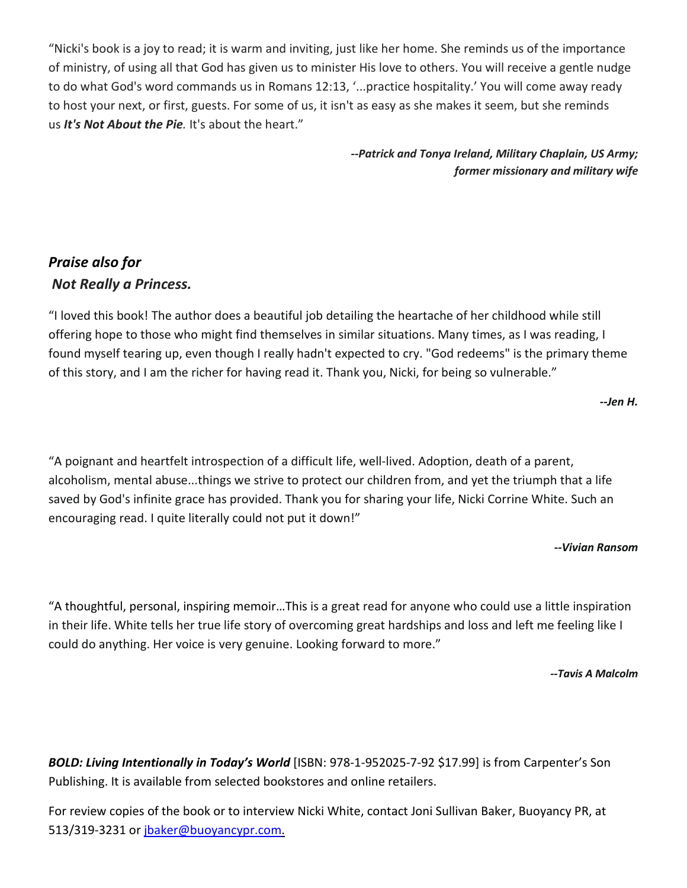"Nicki's book is a joy to read; it is warm and inviting, just like her home. She reminds us of the importance of ministry, of using all that God has given us to minister His love to others. You will receive a gentle nudge to do what God's word commands us in Romans 12:13, '...practice hospitality.' You will come away ready to host your next, or first, guests. For some of us, it isn't as easy as she makes it seem, but she reminds us ***It's Not About the Pie.*** It's about the heart."

***--Patrick and Tonya Ireland, Military Chaplain, US Army; former missionary and military wife***

## ***Praise also for Not Really a Princess.***

"I loved this book! The author does a beautiful job detailing the heartache of her childhood while still offering hope to those who might find themselves in similar situations. Many times, as I was reading, I found myself tearing up, even though I really hadn't expected to cry. "God redeems" is the primary theme of this story, and I am the richer for having read it. Thank you, Nicki, for being so vulnerable."

***--Jen H.***

"A poignant and heartfelt introspection of a difficult life, well-lived. Adoption, death of a parent, alcoholism, mental abuse...things we strive to protect our children from, and yet the triumph that a life saved by God's infinite grace has provided. Thank you for sharing your life, Nicki Corrine White. Such an encouraging read. I quite literally could not put it down!"

***--Vivian Ransom***

"A thoughtful, personal, inspiring memoir…This is a great read for anyone who could use a little inspiration in their life. White tells her true life story of overcoming great hardships and loss and left me feeling like I could do anything. Her voice is very genuine. Looking forward to more."

***--Tavis A Malcolm***

***BOLD: Living Intentionally in Today's World*** [ISBN: 978-1-952025-7-92 $17.99] is from Carpenter's Son Publishing. It is available from selected bookstores and online retailers.

For review copies of the book or to interview Nicki White, contact Joni Sullivan Baker, Buoyancy PR, at 513/319-3231 or jbaker@buoyancypr.com.